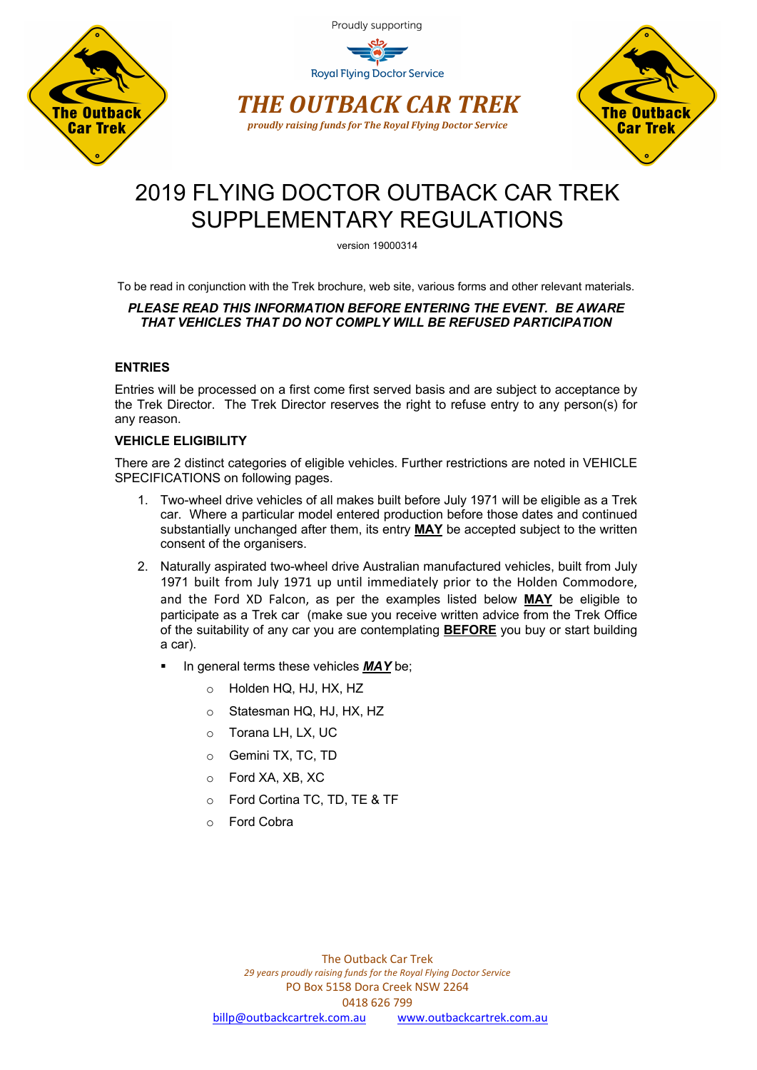Proudly supporting

Royal Flying Doctor Service

**THE OUTBACK CAR TREK**

*proudly raising funds for The Royal Flying Doctor Service*

# 2019 FLYING DOCTOR OUTBACK CAR TREK SUPPLEMENTARY REGULATIONS

version 19000314

To be read in conjunction with the Trek brochure, web site, various forms and other relevant materials.

***PLEASE READ THIS INFORMATION BEFORE ENTERING THE EVENT. BE AWARE THAT VEHICLES THAT DO NOT COMPLY WILL BE REFUSED PARTICIPATION***

## ENTRIES

Entries will be processed on a first come first served basis and are subject to acceptance by the Trek Director. The Trek Director reserves the right to refuse entry to any person(s) for any reason.

## VEHICLE ELIGIBILITY

There are 2 distinct categories of eligible vehicles. Further restrictions are noted in VEHICLE SPECIFICATIONS on following pages.

1. Two-wheel drive vehicles of all makes built before July 1971 will be eligible as a Trek car. Where a particular model entered production before those dates and continued substantially unchanged after them, its entry **MAY** be accepted subject to the written consent of the organisers.
2. Naturally aspirated two-wheel drive Australian manufactured vehicles, built from July 1971 built from July 1971 up until immediately prior to the Holden Commodore, and the Ford XD Falcon, as per the examples listed below **MAY** be eligible to participate as a Trek car (make sue you receive written advice from the Trek Office of the suitability of any car you are contemplating **BEFORE** you buy or start building a car).
   - In general terms these vehicles ***MAY*** be;
     - Holden HQ, HJ, HX, HZ
     - Statesman HQ, HJ, HX, HZ
     - Torana LH, LX, UC
     - Gemini TX, TC, TD
     - Ford XA, XB, XC
     - Ford Cortina TC, TD, TE & TF
     - Ford Cobra

The Outback Car Trek
*29 years proudly raising funds for the Royal Flying Doctor Service*
PO Box 5158 Dora Creek NSW 2264
0418 626 799
billp@outbackcartrek.com.au www.outbackcartrek.com.au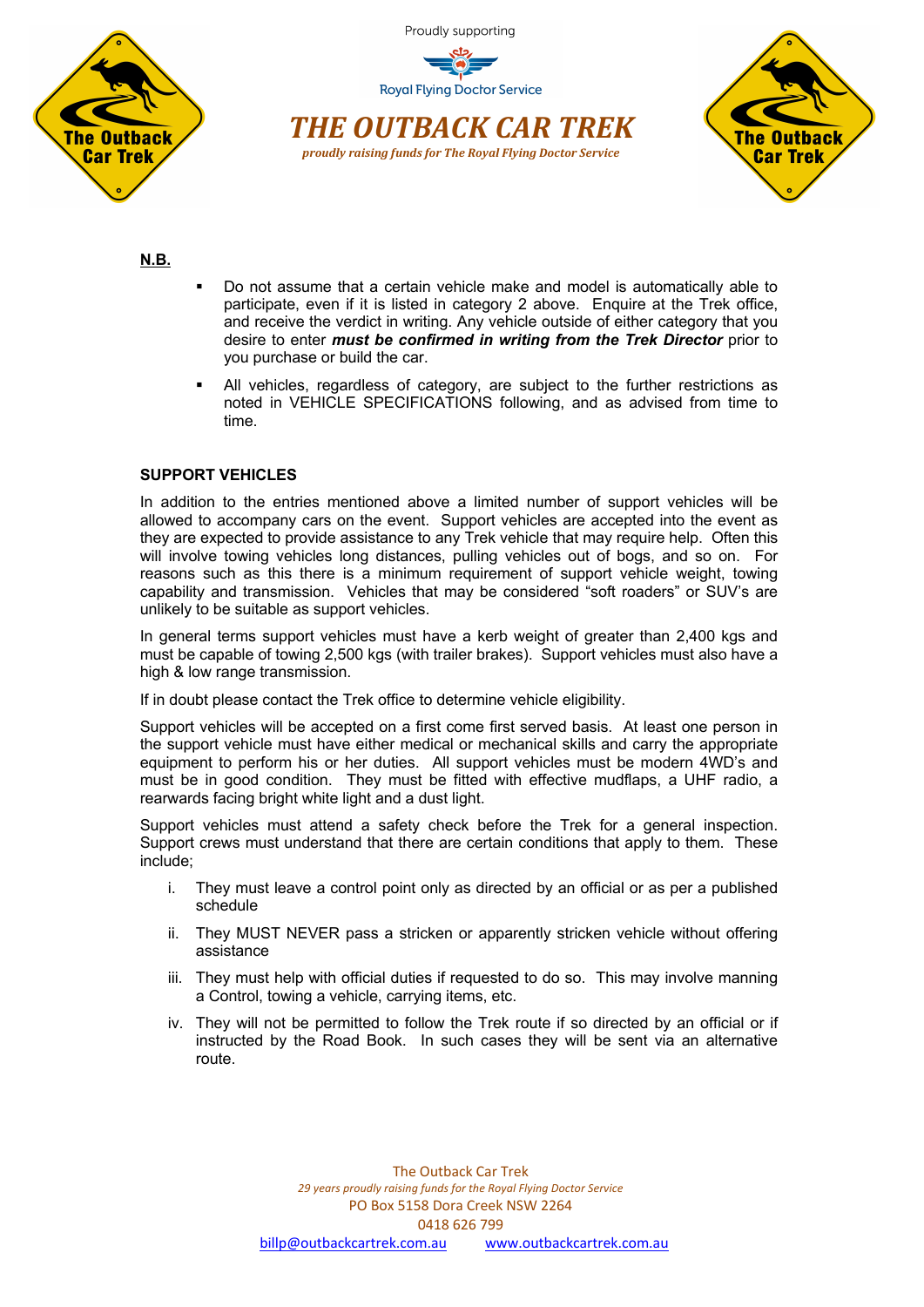**N.B.**

- Do not assume that a certain vehicle make and model is automatically able to participate, even if it is listed in category 2 above. Enquire at the Trek office, and receive the verdict in writing. Any vehicle outside of either category that you desire to enter ***must be confirmed in writing from the Trek Director*** prior to you purchase or build the car.
- All vehicles, regardless of category, are subject to the further restrictions as noted in VEHICLE SPECIFICATIONS following, and as advised from time to time.

**SUPPORT VEHICLES**

In addition to the entries mentioned above a limited number of support vehicles will be allowed to accompany cars on the event. Support vehicles are accepted into the event as they are expected to provide assistance to any Trek vehicle that may require help. Often this will involve towing vehicles long distances, pulling vehicles out of bogs, and so on. For reasons such as this there is a minimum requirement of support vehicle weight, towing capability and transmission. Vehicles that may be considered "soft roaders" or SUV's are unlikely to be suitable as support vehicles.

In general terms support vehicles must have a kerb weight of greater than 2,400 kgs and must be capable of towing 2,500 kgs (with trailer brakes). Support vehicles must also have a high & low range transmission.

If in doubt please contact the Trek office to determine vehicle eligibility.

Support vehicles will be accepted on a first come first served basis. At least one person in the support vehicle must have either medical or mechanical skills and carry the appropriate equipment to perform his or her duties. All support vehicles must be modern 4WD's and must be in good condition. They must be fitted with effective mudflaps, a UHF radio, a rearwards facing bright white light and a dust light.

Support vehicles must attend a safety check before the Trek for a general inspection. Support crews must understand that there are certain conditions that apply to them. These include;

i. They must leave a control point only as directed by an official or as per a published schedule
ii. They MUST NEVER pass a stricken or apparently stricken vehicle without offering assistance
iii. They must help with official duties if requested to do so. This may involve manning a Control, towing a vehicle, carrying items, etc.
iv. They will not be permitted to follow the Trek route if so directed by an official or if instructed by the Road Book. In such cases they will be sent via an alternative route.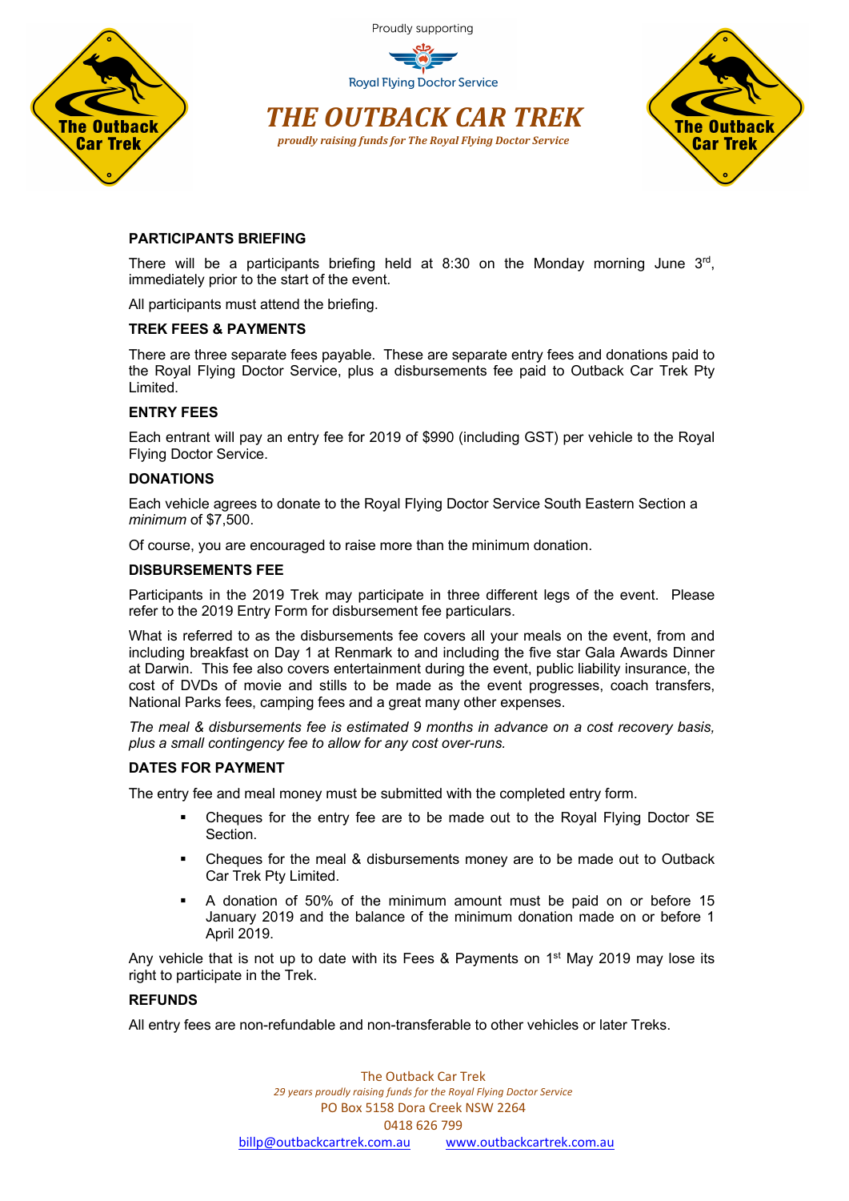Proudly supporting

Royal Flying Doctor Service

# THE OUTBACK CAR TREK

***proudly raising funds for The Royal Flying Doctor Service***

**PARTICIPANTS BRIEFING**

There will be a participants briefing held at 8:30 on the Monday morning June 3rd, immediately prior to the start of the event.

All participants must attend the briefing.

**TREK FEES & PAYMENTS**

There are three separate fees payable. These are separate entry fees and donations paid to the Royal Flying Doctor Service, plus a disbursements fee paid to Outback Car Trek Pty Limited.

**ENTRY FEES**

Each entrant will pay an entry fee for 2019 of $990 (including GST) per vehicle to the Royal Flying Doctor Service.

**DONATIONS**

Each vehicle agrees to donate to the Royal Flying Doctor Service South Eastern Section a *minimum* of $7,500.

Of course, you are encouraged to raise more than the minimum donation.

**DISBURSEMENTS FEE**

Participants in the 2019 Trek may participate in three different legs of the event. Please refer to the 2019 Entry Form for disbursement fee particulars.

What is referred to as the disbursements fee covers all your meals on the event, from and including breakfast on Day 1 at Renmark to and including the five star Gala Awards Dinner at Darwin. This fee also covers entertainment during the event, public liability insurance, the cost of DVDs of movie and stills to be made as the event progresses, coach transfers, National Parks fees, camping fees and a great many other expenses.

*The meal & disbursements fee is estimated 9 months in advance on a cost recovery basis, plus a small contingency fee to allow for any cost over-runs.*

**DATES FOR PAYMENT**

The entry fee and meal money must be submitted with the completed entry form.

- Cheques for the entry fee are to be made out to the Royal Flying Doctor SE Section.
- Cheques for the meal & disbursements money are to be made out to Outback Car Trek Pty Limited.
- A donation of 50% of the minimum amount must be paid on or before 15 January 2019 and the balance of the minimum donation made on or before 1 April 2019.

Any vehicle that is not up to date with its Fees & Payments on 1st May 2019 may lose its right to participate in the Trek.

**REFUNDS**

All entry fees are non-refundable and non-transferable to other vehicles or later Treks.

The Outback Car Trek
*29 years proudly raising funds for the Royal Flying Doctor Service*
PO Box 5158 Dora Creek NSW 2264
0418 626 799
billp@outbackcartrek.com.au www.outbackcartrek.com.au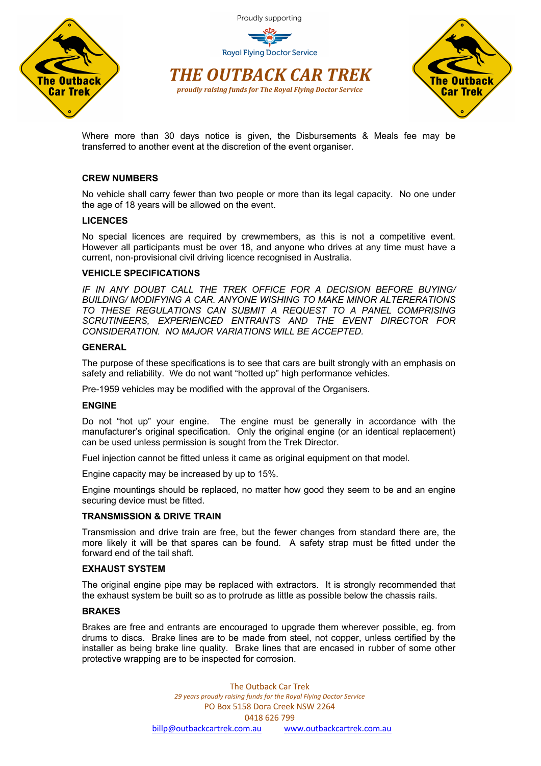Where more than 30 days notice is given, the Disbursements & Meals fee may be transferred to another event at the discretion of the event organiser.

### CREW NUMBERS

No vehicle shall carry fewer than two people or more than its legal capacity. No one under the age of 18 years will be allowed on the event.

### LICENCES

No special licences are required by crewmembers, as this is not a competitive event. However all participants must be over 18, and anyone who drives at any time must have a current, non-provisional civil driving licence recognised in Australia.

### VEHICLE SPECIFICATIONS

*IF IN ANY DOUBT CALL THE TREK OFFICE FOR A DECISION BEFORE BUYING/ BUILDING/ MODIFYING A CAR. ANYONE WISHING TO MAKE MINOR ALTERERATIONS TO THESE REGULATIONS CAN SUBMIT A REQUEST TO A PANEL COMPRISING SCRUTINEERS, EXPERIENCED ENTRANTS AND THE EVENT DIRECTOR FOR CONSIDERATION. NO MAJOR VARIATIONS WILL BE ACCEPTED.*

### GENERAL

The purpose of these specifications is to see that cars are built strongly with an emphasis on safety and reliability. We do not want "hotted up" high performance vehicles.

Pre-1959 vehicles may be modified with the approval of the Organisers.

### ENGINE

Do not "hot up" your engine. The engine must be generally in accordance with the manufacturer's original specification. Only the original engine (or an identical replacement) can be used unless permission is sought from the Trek Director.

Fuel injection cannot be fitted unless it came as original equipment on that model.

Engine capacity may be increased by up to 15%.

Engine mountings should be replaced, no matter how good they seem to be and an engine securing device must be fitted.

### TRANSMISSION & DRIVE TRAIN

Transmission and drive train are free, but the fewer changes from standard there are, the more likely it will be that spares can be found. A safety strap must be fitted under the forward end of the tail shaft.

### EXHAUST SYSTEM

The original engine pipe may be replaced with extractors. It is strongly recommended that the exhaust system be built so as to protrude as little as possible below the chassis rails.

### BRAKES

Brakes are free and entrants are encouraged to upgrade them wherever possible, eg. from drums to discs. Brake lines are to be made from steel, not copper, unless certified by the installer as being brake line quality. Brake lines that are encased in rubber of some other protective wrapping are to be inspected for corrosion.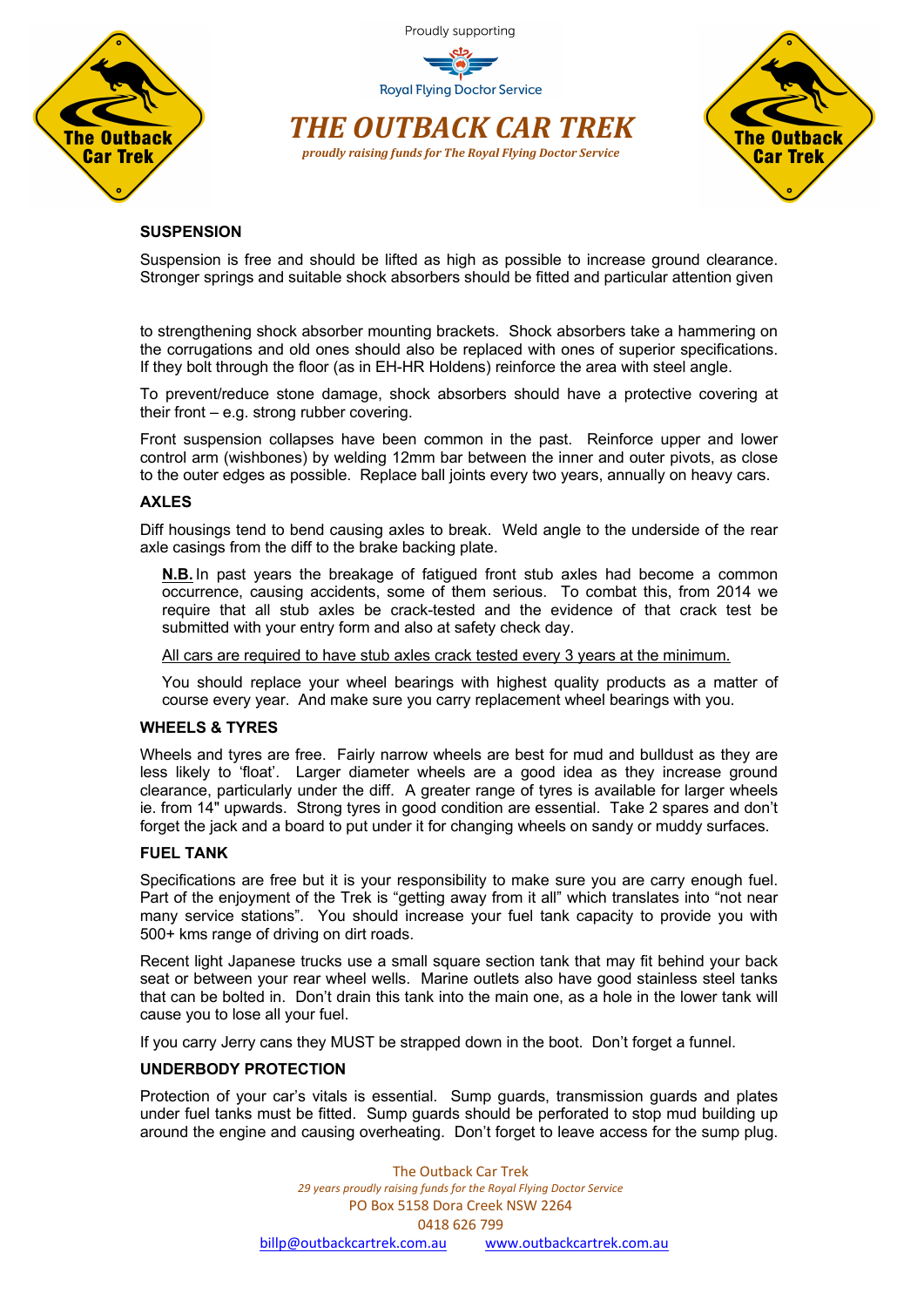## SUSPENSION

Suspension is free and should be lifted as high as possible to increase ground clearance. Stronger springs and suitable shock absorbers should be fitted and particular attention given to strengthening shock absorber mounting brackets. Shock absorbers take a hammering on the corrugations and old ones should also be replaced with ones of superior specifications. If they bolt through the floor (as in EH-HR Holdens) reinforce the area with steel angle.

To prevent/reduce stone damage, shock absorbers should have a protective covering at their front – e.g. strong rubber covering.

Front suspension collapses have been common in the past. Reinforce upper and lower control arm (wishbones) by welding 12mm bar between the inner and outer pivots, as close to the outer edges as possible. Replace ball joints every two years, annually on heavy cars.

## AXLES

Diff housings tend to bend causing axles to break. Weld angle to the underside of the rear axle casings from the diff to the brake backing plate.

> **<u>N.B.</u>** In past years the breakage of fatigued front stub axles had become a common occurrence, causing accidents, some of them serious. To combat this, from 2014 we require that all stub axles be crack-tested and the evidence of that crack test be submitted with your entry form and also at safety check day.
>
> <u>All cars are required to have stub axles crack tested every 3 years at the minimum.</u>
>
> You should replace your wheel bearings with highest quality products as a matter of course every year. And make sure you carry replacement wheel bearings with you.

## WHEELS & TYRES

Wheels and tyres are free. Fairly narrow wheels are best for mud and bulldust as they are less likely to 'float'. Larger diameter wheels are a good idea as they increase ground clearance, particularly under the diff. A greater range of tyres is available for larger wheels ie. from 14" upwards. Strong tyres in good condition are essential. Take 2 spares and don't forget the jack and a board to put under it for changing wheels on sandy or muddy surfaces.

## FUEL TANK

Specifications are free but it is your responsibility to make sure you are carry enough fuel. Part of the enjoyment of the Trek is "getting away from it all" which translates into "not near many service stations". You should increase your fuel tank capacity to provide you with 500+ kms range of driving on dirt roads.

Recent light Japanese trucks use a small square section tank that may fit behind your back seat or between your rear wheel wells. Marine outlets also have good stainless steel tanks that can be bolted in. Don't drain this tank into the main one, as a hole in the lower tank will cause you to lose all your fuel.

If you carry Jerry cans they MUST be strapped down in the boot. Don't forget a funnel.

## UNDERBODY PROTECTION

Protection of your car's vitals is essential. Sump guards, transmission guards and plates under fuel tanks must be fitted. Sump guards should be perforated to stop mud building up around the engine and causing overheating. Don't forget to leave access for the sump plug.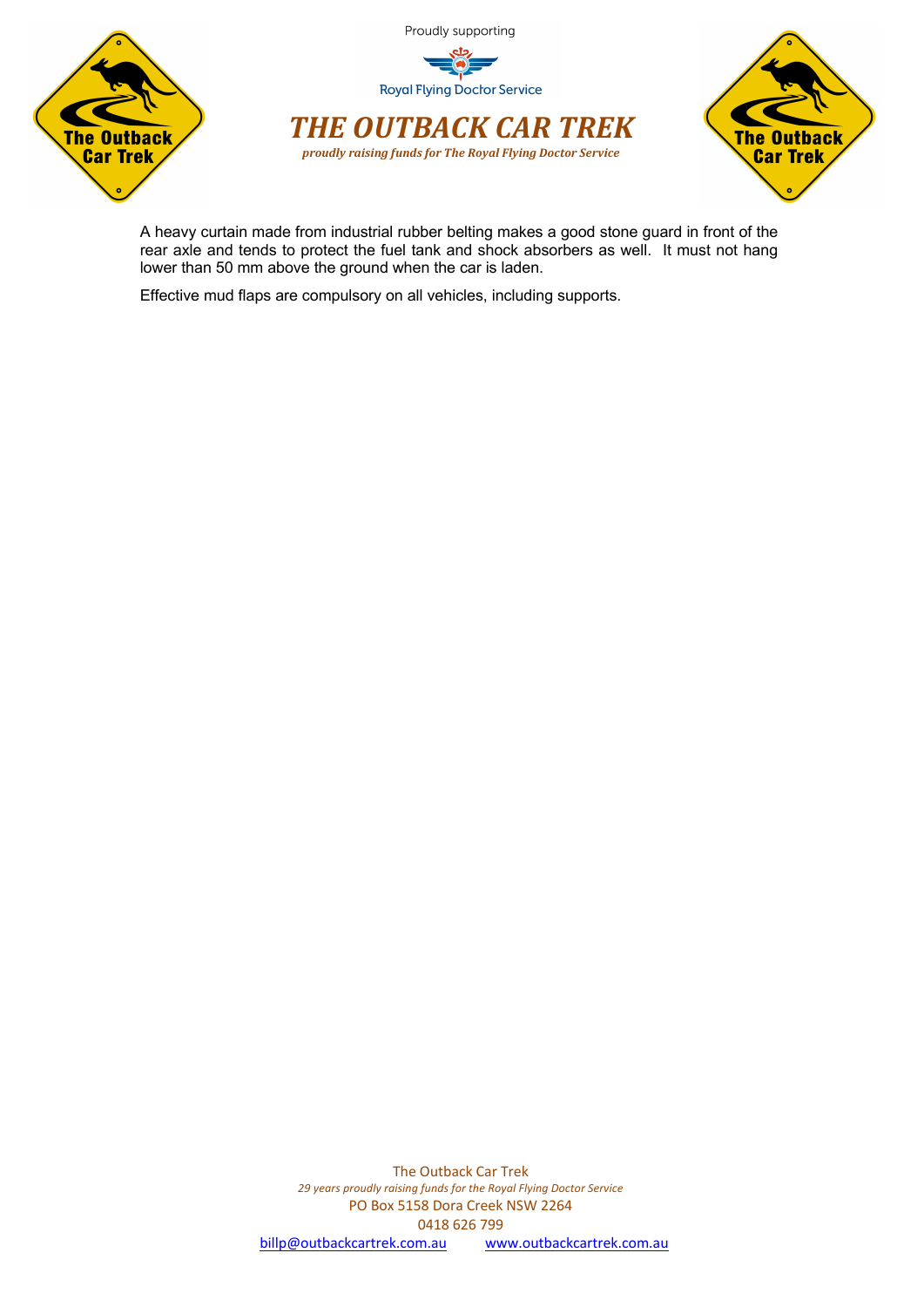A heavy curtain made from industrial rubber belting makes a good stone guard in front of the rear axle and tends to protect the fuel tank and shock absorbers as well. It must not hang lower than 50 mm above the ground when the car is laden.

Effective mud flaps are compulsory on all vehicles, including supports.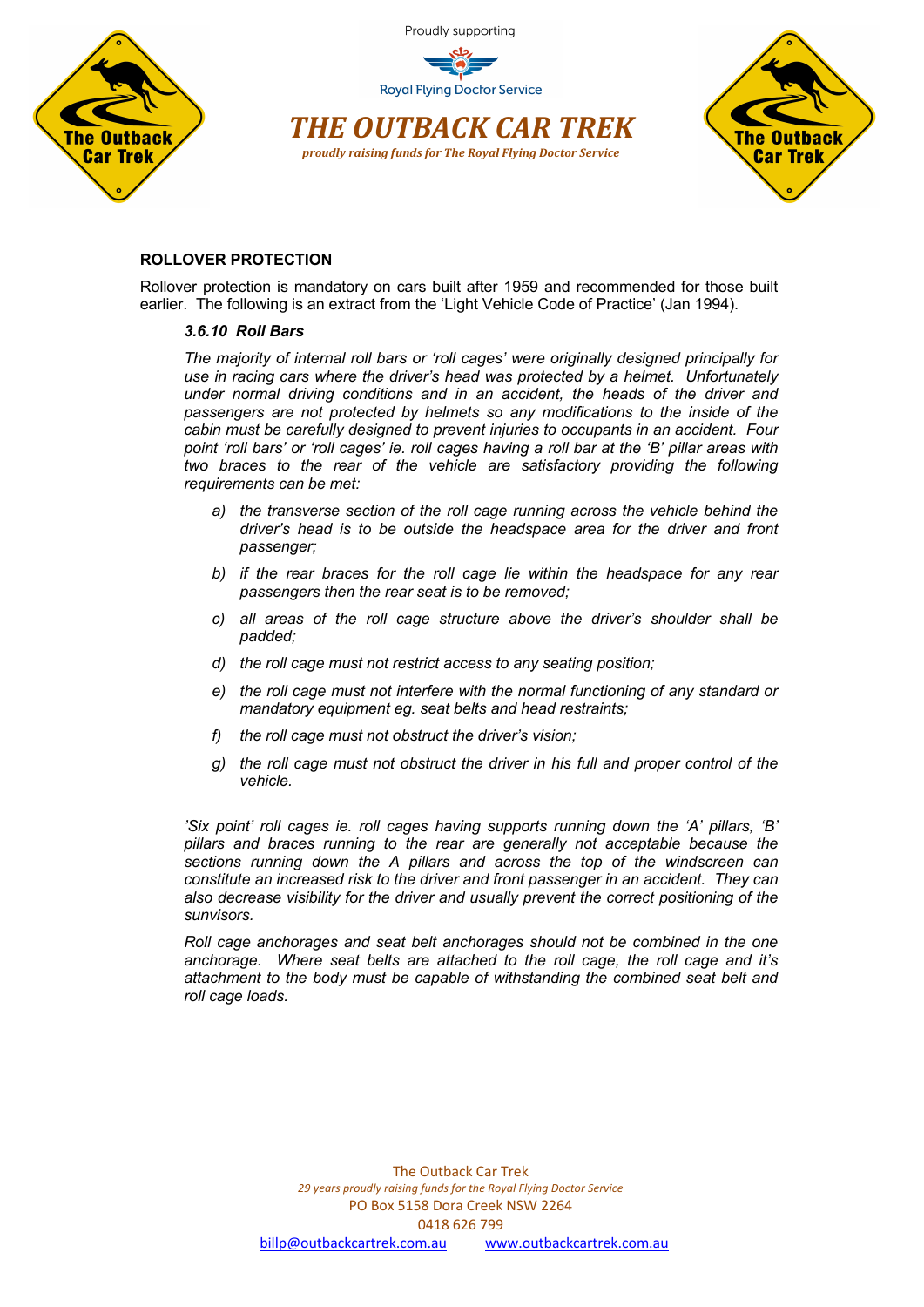## ROLLOVER PROTECTION

Rollover protection is mandatory on cars built after 1959 and recommended for those built earlier. The following is an extract from the 'Light Vehicle Code of Practice' (Jan 1994).

***3.6.10 Roll Bars***

*The majority of internal roll bars or 'roll cages' were originally designed principally for use in racing cars where the driver's head was protected by a helmet. Unfortunately under normal driving conditions and in an accident, the heads of the driver and passengers are not protected by helmets so any modifications to the inside of the cabin must be carefully designed to prevent injuries to occupants in an accident. Four point 'roll bars' or 'roll cages' ie. roll cages having a roll bar at the 'B' pillar areas with two braces to the rear of the vehicle are satisfactory providing the following requirements can be met:*

- *a) the transverse section of the roll cage running across the vehicle behind the driver's head is to be outside the headspace area for the driver and front passenger;*
- *b) if the rear braces for the roll cage lie within the headspace for any rear passengers then the rear seat is to be removed;*
- *c) all areas of the roll cage structure above the driver's shoulder shall be padded;*
- *d) the roll cage must not restrict access to any seating position;*
- *e) the roll cage must not interfere with the normal functioning of any standard or mandatory equipment eg. seat belts and head restraints;*
- *f) the roll cage must not obstruct the driver's vision;*
- *g) the roll cage must not obstruct the driver in his full and proper control of the vehicle.*

*'Six point' roll cages ie. roll cages having supports running down the 'A' pillars, 'B' pillars and braces running to the rear are generally not acceptable because the sections running down the A pillars and across the top of the windscreen can constitute an increased risk to the driver and front passenger in an accident. They can also decrease visibility for the driver and usually prevent the correct positioning of the sunvisors.*

*Roll cage anchorages and seat belt anchorages should not be combined in the one anchorage. Where seat belts are attached to the roll cage, the roll cage and it's attachment to the body must be capable of withstanding the combined seat belt and roll cage loads.*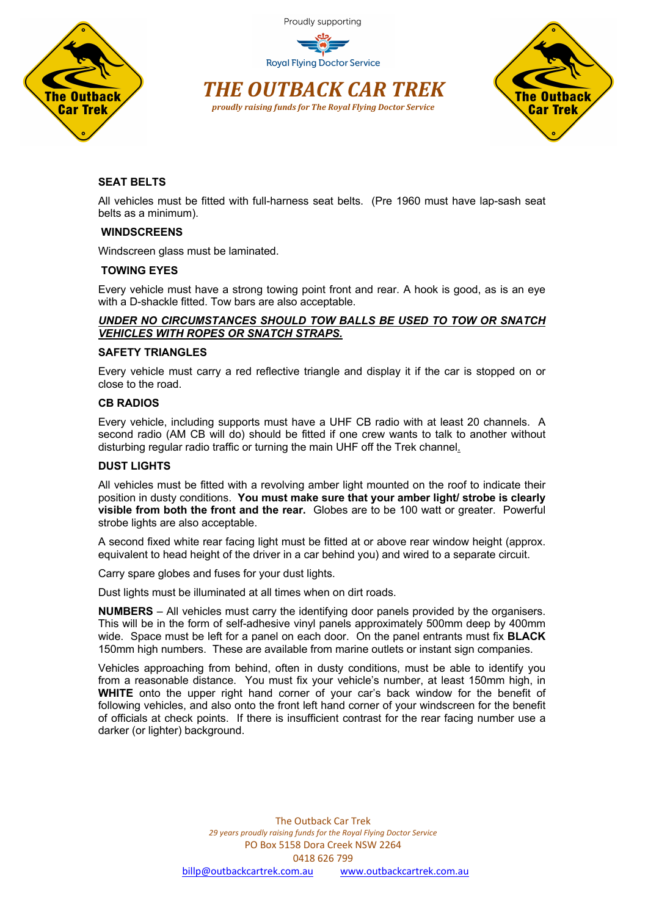## SEAT BELTS

All vehicles must be fitted with full-harness seat belts. (Pre 1960 must have lap-sash seat belts as a minimum).

## WINDSCREENS

Windscreen glass must be laminated.

## TOWING EYES

Every vehicle must have a strong towing point front and rear. A hook is good, as is an eye with a D-shackle fitted. Tow bars are also acceptable.

***UNDER NO CIRCUMSTANCES SHOULD TOW BALLS BE USED TO TOW OR SNATCH VEHICLES WITH ROPES OR SNATCH STRAPS.***

## SAFETY TRIANGLES

Every vehicle must carry a red reflective triangle and display it if the car is stopped on or close to the road.

## CB RADIOS

Every vehicle, including supports must have a UHF CB radio with at least 20 channels. A second radio (AM CB will do) should be fitted if one crew wants to talk to another without disturbing regular radio traffic or turning the main UHF off the Trek channel.

## DUST LIGHTS

All vehicles must be fitted with a revolving amber light mounted on the roof to indicate their position in dusty conditions. **You must make sure that your amber light/ strobe is clearly visible from both the front and the rear.** Globes are to be 100 watt or greater. Powerful strobe lights are also acceptable.

A second fixed white rear facing light must be fitted at or above rear window height (approx. equivalent to head height of the driver in a car behind you) and wired to a separate circuit.

Carry spare globes and fuses for your dust lights.

Dust lights must be illuminated at all times when on dirt roads.

**NUMBERS** – All vehicles must carry the identifying door panels provided by the organisers. This will be in the form of self-adhesive vinyl panels approximately 500mm deep by 400mm wide. Space must be left for a panel on each door. On the panel entrants must fix **BLACK** 150mm high numbers. These are available from marine outlets or instant sign companies.

Vehicles approaching from behind, often in dusty conditions, must be able to identify you from a reasonable distance. You must fix your vehicle's number, at least 150mm high, in **WHITE** onto the upper right hand corner of your car's back window for the benefit of following vehicles, and also onto the front left hand corner of your windscreen for the benefit of officials at check points. If there is insufficient contrast for the rear facing number use a darker (or lighter) background.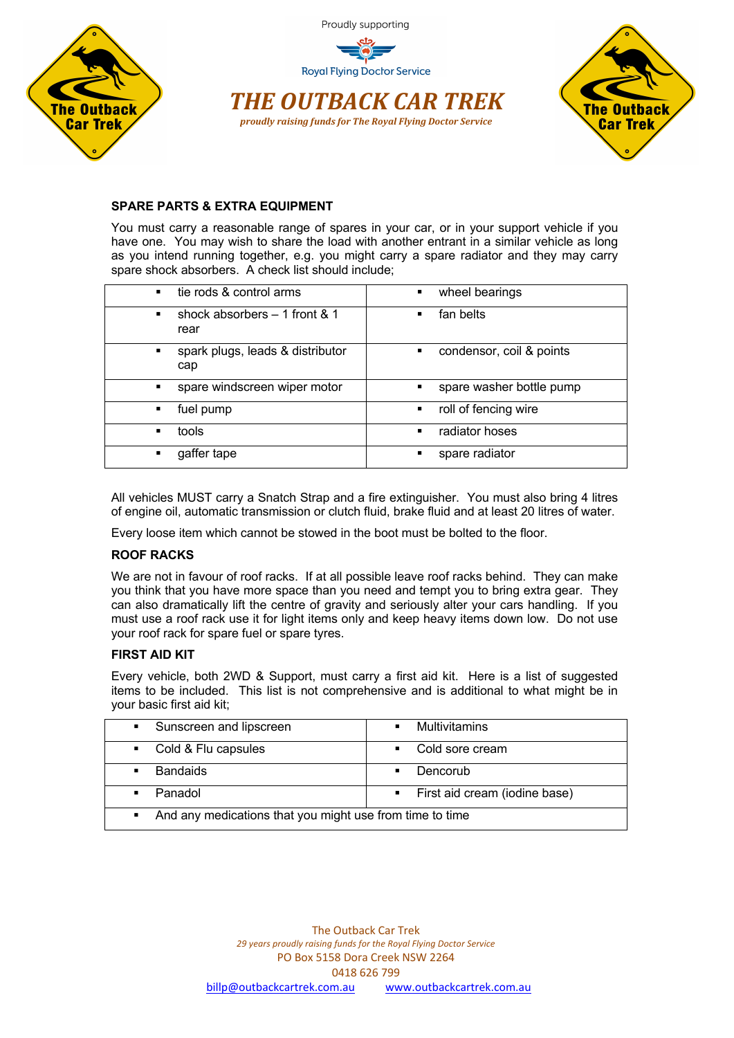Proudly supporting

Royal Flying Doctor Service

# *THE OUTBACK CAR TREK*

***proudly raising funds for The Royal Flying Doctor Service***

## SPARE PARTS & EXTRA EQUIPMENT

You must carry a reasonable range of spares in your car, or in your support vehicle if you have one. You may wish to share the load with another entrant in a similar vehicle as long as you intend running together, e.g. you might carry a spare radiator and they may carry spare shock absorbers. A check list should include;

| | |
|---|---|
| ▪ tie rods & control arms | ▪ wheel bearings |
| ▪ shock absorbers – 1 front & 1 rear | ▪ fan belts |
| ▪ spark plugs, leads & distributor cap | ▪ condensor, coil & points |
| ▪ spare windscreen wiper motor | ▪ spare washer bottle pump |
| ▪ fuel pump | ▪ roll of fencing wire |
| ▪ tools | ▪ radiator hoses |
| ▪ gaffer tape | ▪ spare radiator |

All vehicles MUST carry a Snatch Strap and a fire extinguisher. You must also bring 4 litres of engine oil, automatic transmission or clutch fluid, brake fluid and at least 20 litres of water.

Every loose item which cannot be stowed in the boot must be bolted to the floor.

## ROOF RACKS

We are not in favour of roof racks. If at all possible leave roof racks behind. They can make you think that you have more space than you need and tempt you to bring extra gear. They can also dramatically lift the centre of gravity and seriously alter your cars handling. If you must use a roof rack use it for light items only and keep heavy items down low. Do not use your roof rack for spare fuel or spare tyres.

## FIRST AID KIT

Every vehicle, both 2WD & Support, must carry a first aid kit. Here is a list of suggested items to be included. This list is not comprehensive and is additional to what might be in your basic first aid kit;

| | |
|---|---|
| ▪ Sunscreen and lipscreen | ▪ Multivitamins |
| ▪ Cold & Flu capsules | ▪ Cold sore cream |
| ▪ Bandaids | ▪ Dencorub |
| ▪ Panadol | ▪ First aid cream (iodine base) |
| ▪ And any medications that you might use from time to time | |

The Outback Car Trek

*29 years proudly raising funds for the Royal Flying Doctor Service*

PO Box 5158 Dora Creek NSW 2264

0418 626 799

billp@outbackcartrek.com.au www.outbackcartrek.com.au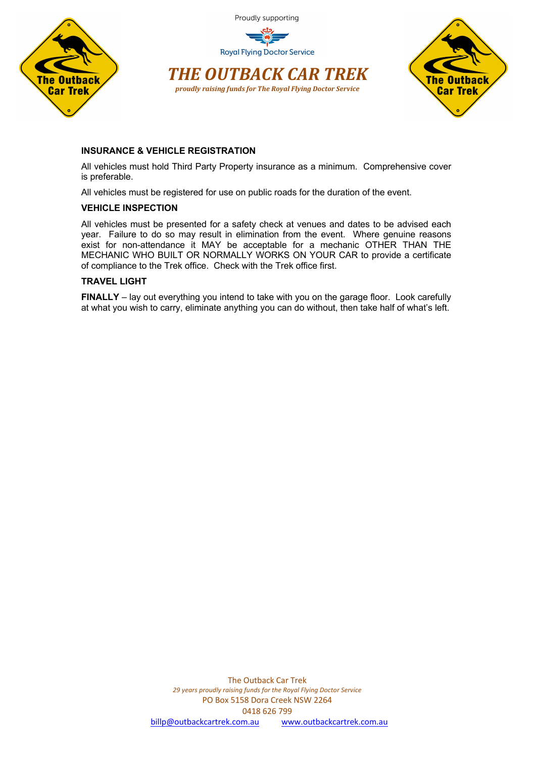## INSURANCE & VEHICLE REGISTRATION

All vehicles must hold Third Party Property insurance as a minimum. Comprehensive cover is preferable.

All vehicles must be registered for use on public roads for the duration of the event.

## VEHICLE INSPECTION

All vehicles must be presented for a safety check at venues and dates to be advised each year. Failure to do so may result in elimination from the event. Where genuine reasons exist for non-attendance it MAY be acceptable for a mechanic OTHER THAN THE MECHANIC WHO BUILT OR NORMALLY WORKS ON YOUR CAR to provide a certificate of compliance to the Trek office. Check with the Trek office first.

## TRAVEL LIGHT

**FINALLY** – lay out everything you intend to take with you on the garage floor. Look carefully at what you wish to carry, eliminate anything you can do without, then take half of what's left.